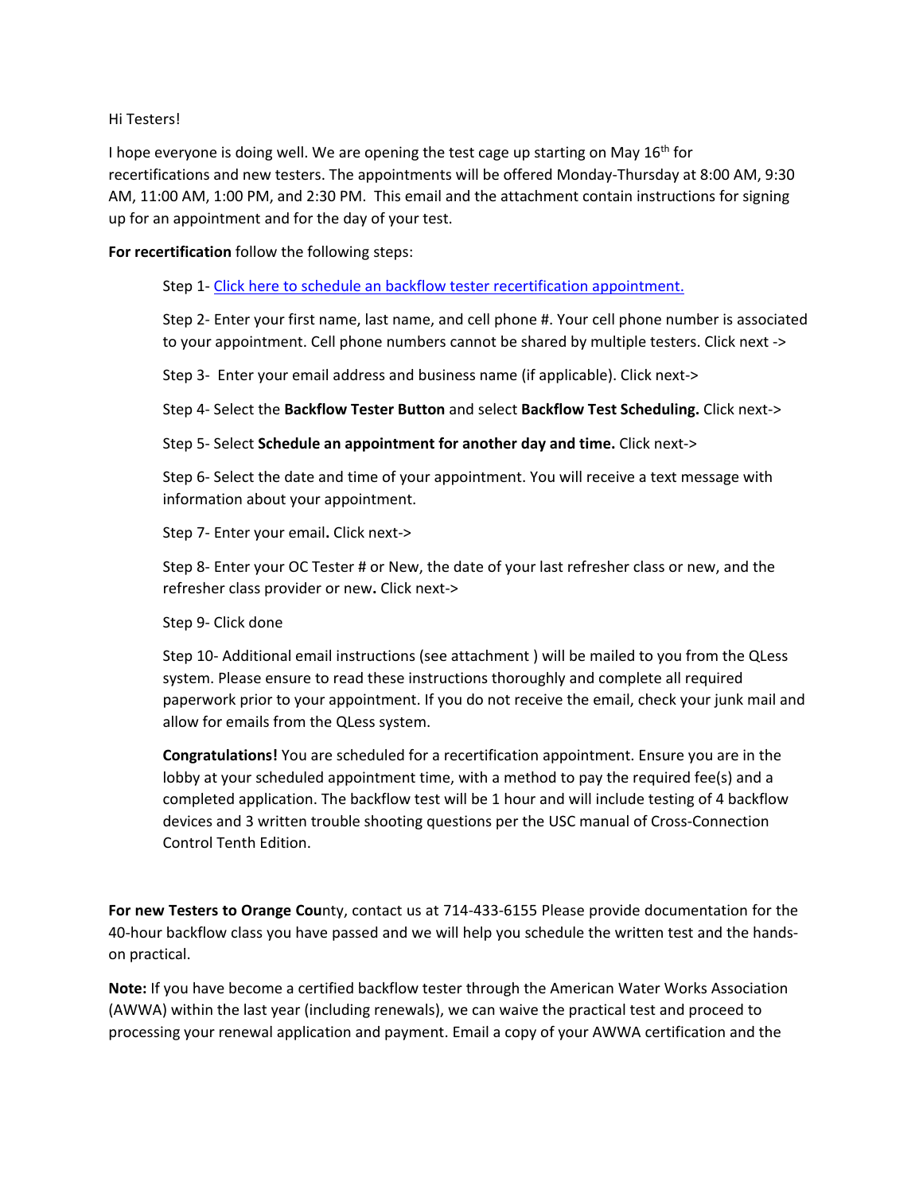Hi Testers!

I hope everyone is doing well. We are opening the test cage up starting on May 16th for recertifications and new testers. The appointments will be offered Monday-Thursday at 8:00 AM, 9:30 AM, 11:00 AM, 1:00 PM, and 2:30 PM. This email and the attachment contain instructions for signing up for an appointment and for the day of your test.

**For recertification** follow the following steps:

Step 1- [Click here to schedule an backflow tester recertification appointment.]()

Step 2- Enter your first name, last name, and cell phone #. Your cell phone number is associated to your appointment. Cell phone numbers cannot be shared by multiple testers. Click next ->

Step 3- Enter your email address and business name (if applicable). Click next->

Step 4- Select the **Backflow Tester Button** and select **Backflow Test Scheduling.** Click next->

Step 5- Select **Schedule an appointment for another day and time.** Click next->

Step 6- Select the date and time of your appointment. You will receive a text message with information about your appointment.

Step 7- Enter your email**.** Click next->

Step 8- Enter your OC Tester # or New, the date of your last refresher class or new, and the refresher class provider or new**.** Click next->

Step 9- Click done

Step 10- Additional email instructions (see attachment ) will be mailed to you from the QLess system. Please ensure to read these instructions thoroughly and complete all required paperwork prior to your appointment. If you do not receive the email, check your junk mail and allow for emails from the QLess system.

**Congratulations!** You are scheduled for a recertification appointment. Ensure you are in the lobby at your scheduled appointment time, with a method to pay the required fee(s) and a completed application. The backflow test will be 1 hour and will include testing of 4 backflow devices and 3 written trouble shooting questions per the USC manual of Cross-Connection Control Tenth Edition.

**For new Testers to Orange Cou**nty, contact us at 714-433-6155 Please provide documentation for the 40-hour backflow class you have passed and we will help you schedule the written test and the hands-on practical.

**Note:** If you have become a certified backflow tester through the American Water Works Association (AWWA) within the last year (including renewals), we can waive the practical test and proceed to processing your renewal application and payment. Email a copy of your AWWA certification and the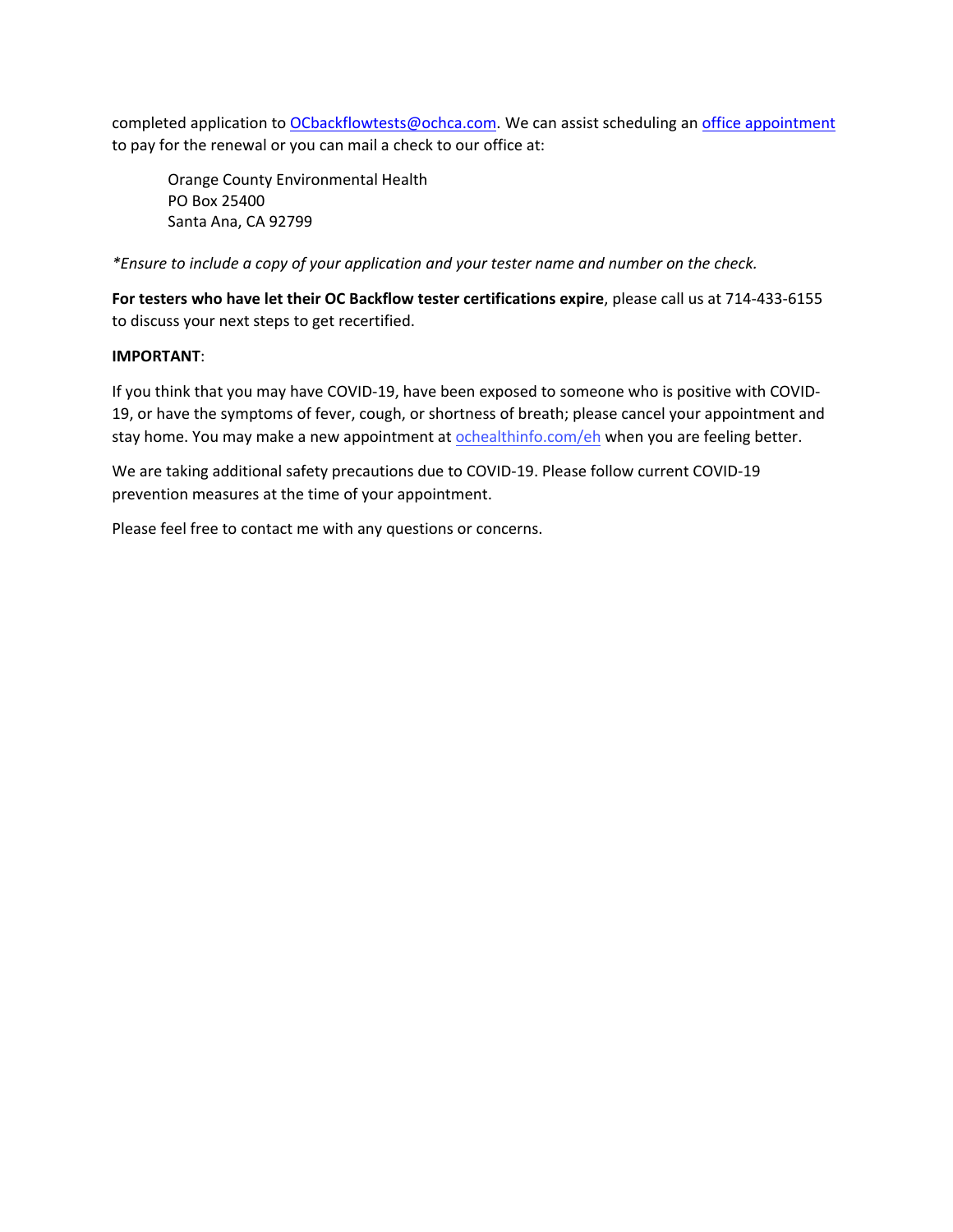completed application to [OCbackflowtests@ochca.com](mailto:OCbackflowtests@ochca.com). We can assist scheduling an [office appointment](#) to pay for the renewal or you can mail a check to our office at:

> Orange County Environmental Health
> PO Box 25400
> Santa Ana, CA 92799

*\*Ensure to include a copy of your application and your tester name and number on the check.*

**For testers who have let their OC Backflow tester certifications expire**, please call us at 714-433-6155 to discuss your next steps to get recertified.

**IMPORTANT**:

If you think that you may have COVID-19, have been exposed to someone who is positive with COVID-19, or have the symptoms of fever, cough, or shortness of breath; please cancel your appointment and stay home. You may make a new appointment at [ochealthinfo.com/eh](http://ochealthinfo.com/eh) when you are feeling better.

We are taking additional safety precautions due to COVID-19. Please follow current COVID-19 prevention measures at the time of your appointment.

Please feel free to contact me with any questions or concerns.